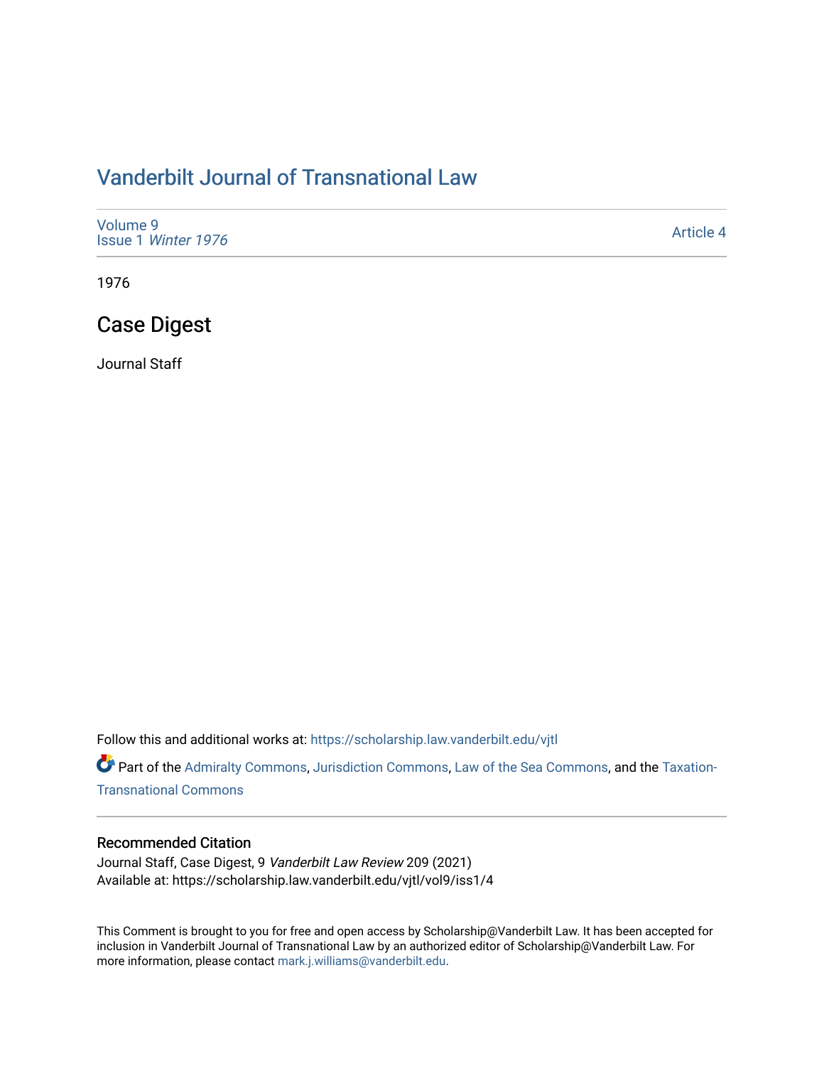# Vanderbilt Journal of Transnational Law

Volume 9
Issue 1 *Winter 1976*

Article 4

1976

## Case Digest

Journal Staff

Follow this and additional works at: https://scholarship.law.vanderbilt.edu/vjtl

Part of the Admiralty Commons, Jurisdiction Commons, Law of the Sea Commons, and the Taxation-Transnational Commons

### Recommended Citation

Journal Staff, Case Digest, 9 *Vanderbilt Law Review* 209 (2021)
Available at: https://scholarship.law.vanderbilt.edu/vjtl/vol9/iss1/4

This Comment is brought to you for free and open access by Scholarship@Vanderbilt Law. It has been accepted for inclusion in Vanderbilt Journal of Transnational Law by an authorized editor of Scholarship@Vanderbilt Law. For more information, please contact mark.j.williams@vanderbilt.edu.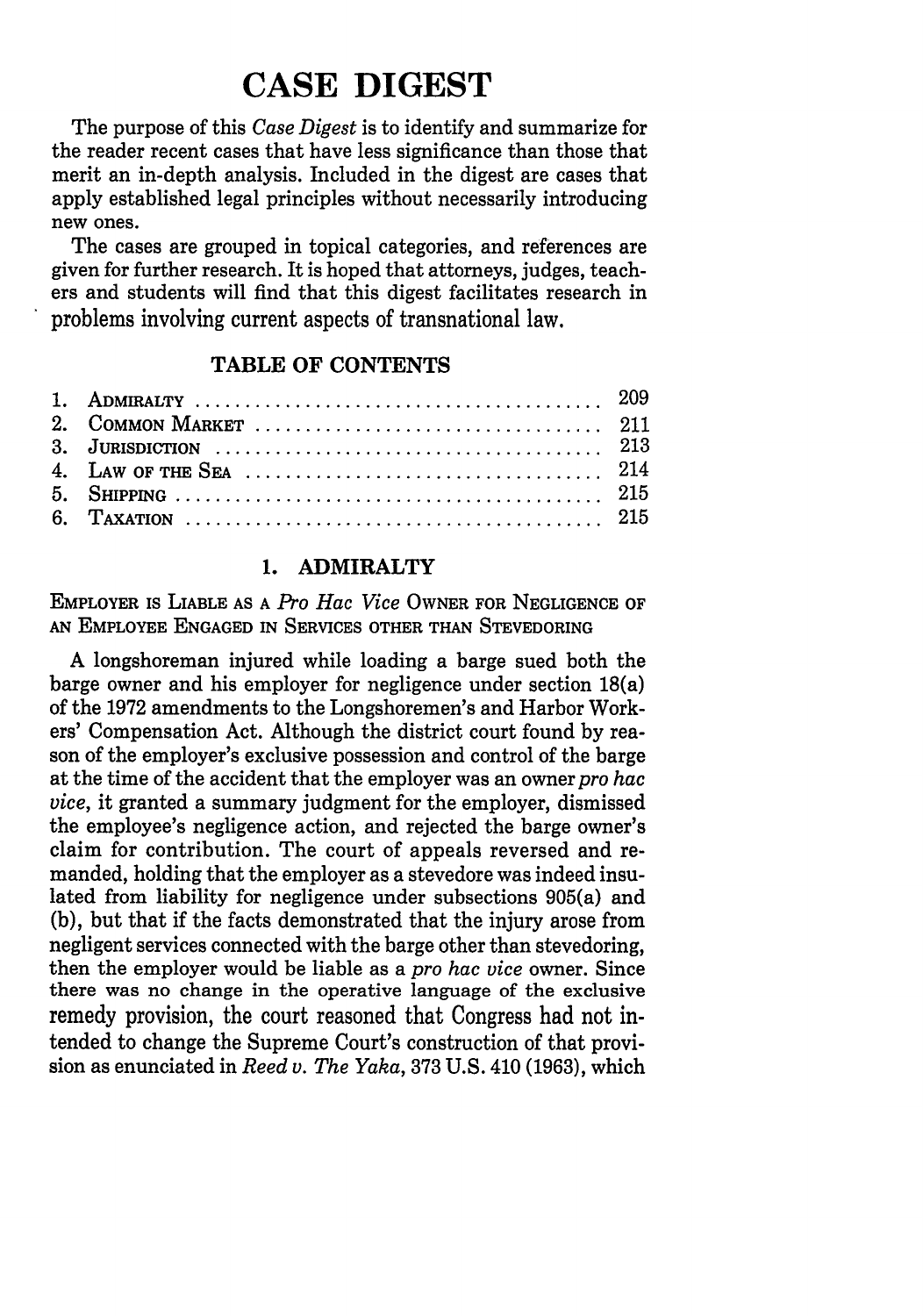# CASE DIGEST

The purpose of this *Case Digest* is to identify and summarize for the reader recent cases that have less significance than those that merit an in-depth analysis. Included in the digest are cases that apply established legal principles without necessarily introducing new ones.

The cases are grouped in topical categories, and references are given for further research. It is hoped that attorneys, judges, teachers and students will find that this digest facilitates research in problems involving current aspects of transnational law.

## TABLE OF CONTENTS

| | | |
|---|---|---|
| 1. | ADMIRALTY | 209 |
| 2. | COMMON MARKET | 211 |
| 3. | JURISDICTION | 213 |
| 4. | LAW OF THE SEA | 214 |
| 5. | SHIPPING | 215 |
| 6. | TAXATION | 215 |

## 1. ADMIRALTY

EMPLOYER IS LIABLE AS A *Pro Hac Vice* OWNER FOR NEGLIGENCE OF AN EMPLOYEE ENGAGED IN SERVICES OTHER THAN STEVEDORING

A longshoreman injured while loading a barge sued both the barge owner and his employer for negligence under section 18(a) of the 1972 amendments to the Longshoremen's and Harbor Workers' Compensation Act. Although the district court found by reason of the employer's exclusive possession and control of the barge at the time of the accident that the employer was an owner *pro hac vice*, it granted a summary judgment for the employer, dismissed the employee's negligence action, and rejected the barge owner's claim for contribution. The court of appeals reversed and remanded, holding that the employer as a stevedore was indeed insulated from liability for negligence under subsections 905(a) and (b), but that if the facts demonstrated that the injury arose from negligent services connected with the barge other than stevedoring, then the employer would be liable as a *pro hac vice* owner. Since there was no change in the operative language of the exclusive remedy provision, the court reasoned that Congress had not intended to change the Supreme Court's construction of that provision as enunciated in *Reed v. The Yaka*, 373 U.S. 410 (1963), which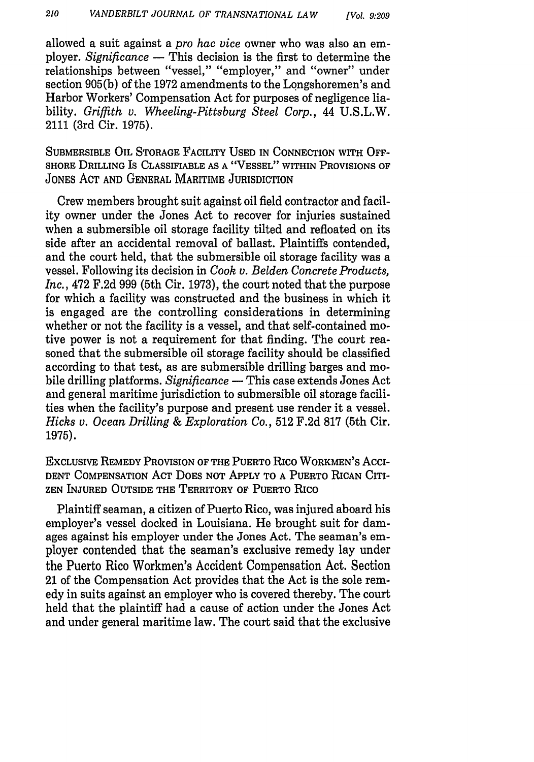allowed a suit against a *pro hac vice* owner who was also an employer. *Significance* — This decision is the first to determine the relationships between "vessel," "employer," and "owner" under section 905(b) of the 1972 amendments to the Longshoremen's and Harbor Workers' Compensation Act for purposes of negligence liability. *Griffith v. Wheeling-Pittsburg Steel Corp.*, 44 U.S.L.W. 2111 (3rd Cir. 1975).

SUBMERSIBLE OIL STORAGE FACILITY USED IN CONNECTION WITH OFFSHORE DRILLING IS CLASSIFIABLE AS A "VESSEL" WITHIN PROVISIONS OF JONES ACT AND GENERAL MARITIME JURISDICTION

Crew members brought suit against oil field contractor and facility owner under the Jones Act to recover for injuries sustained when a submersible oil storage facility tilted and refloated on its side after an accidental removal of ballast. Plaintiffs contended, and the court held, that the submersible oil storage facility was a vessel. Following its decision in *Cook v. Belden Concrete Products, Inc.*, 472 F.2d 999 (5th Cir. 1973), the court noted that the purpose for which a facility was constructed and the business in which it is engaged are the controlling considerations in determining whether or not the facility is a vessel, and that self-contained motive power is not a requirement for that finding. The court reasoned that the submersible oil storage facility should be classified according to that test, as are submersible drilling barges and mobile drilling platforms. *Significance* — This case extends Jones Act and general maritime jurisdiction to submersible oil storage facilities when the facility's purpose and present use render it a vessel. *Hicks v. Ocean Drilling & Exploration Co.*, 512 F.2d 817 (5th Cir. 1975).

EXCLUSIVE REMEDY PROVISION OF THE PUERTO RICO WORKMEN'S ACCIDENT COMPENSATION ACT DOES NOT APPLY TO A PUERTO RICAN CITIZEN INJURED OUTSIDE THE TERRITORY OF PUERTO RICO

Plaintiff seaman, a citizen of Puerto Rico, was injured aboard his employer's vessel docked in Louisiana. He brought suit for damages against his employer under the Jones Act. The seaman's employer contended that the seaman's exclusive remedy lay under the Puerto Rico Workmen's Accident Compensation Act. Section 21 of the Compensation Act provides that the Act is the sole remedy in suits against an employer who is covered thereby. The court held that the plaintiff had a cause of action under the Jones Act and under general maritime law. The court said that the exclusive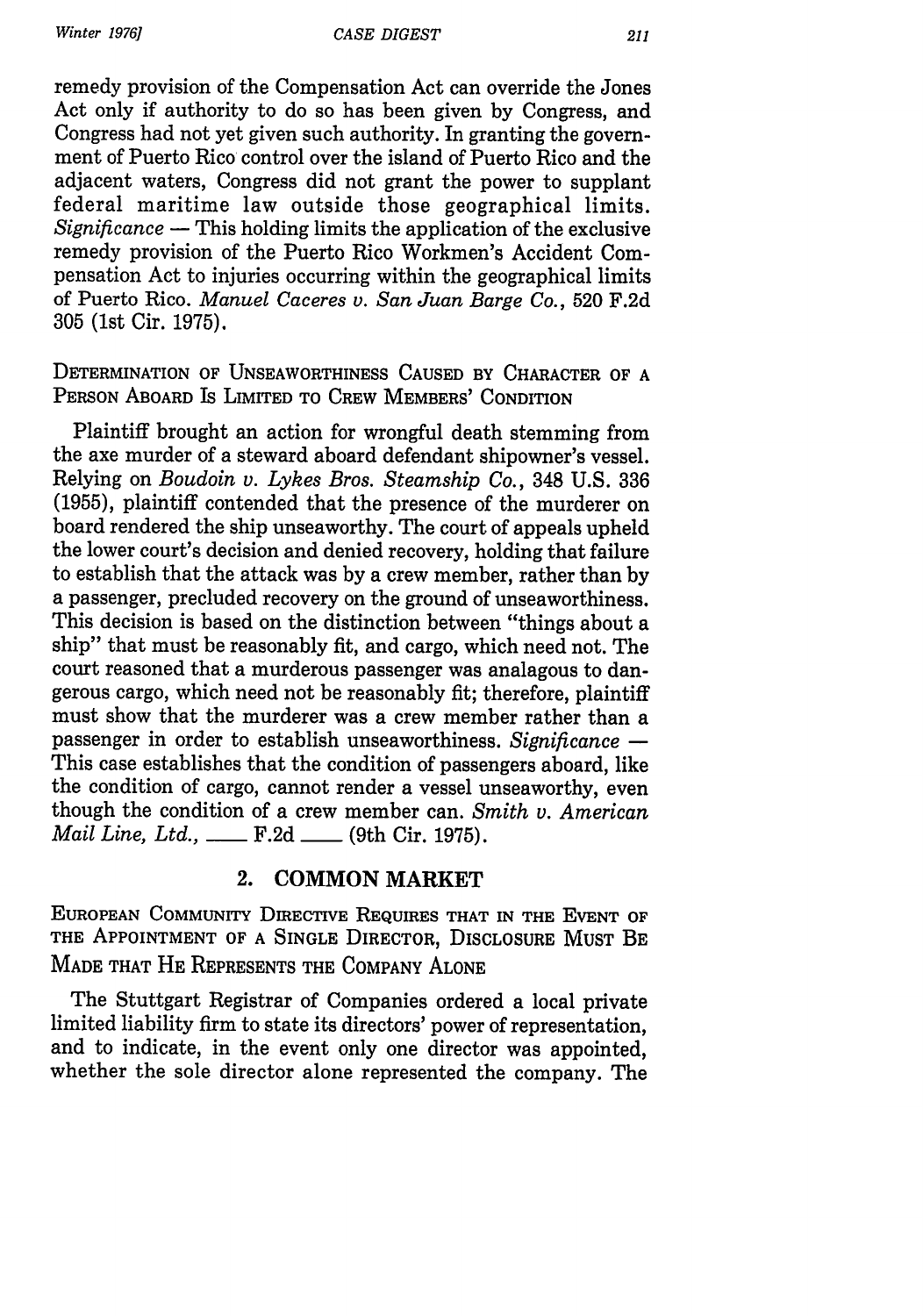remedy provision of the Compensation Act can override the Jones Act only if authority to do so has been given by Congress, and Congress had not yet given such authority. In granting the government of Puerto Rico control over the island of Puerto Rico and the adjacent waters, Congress did not grant the power to supplant federal maritime law outside those geographical limits. *Significance* — This holding limits the application of the exclusive remedy provision of the Puerto Rico Workmen's Accident Compensation Act to injuries occurring within the geographical limits of Puerto Rico. *Manuel Caceres v. San Juan Barge Co.*, 520 F.2d 305 (1st Cir. 1975).

DETERMINATION OF UNSEAWORTHINESS CAUSED BY CHARACTER OF A PERSON ABOARD IS LIMITED TO CREW MEMBERS' CONDITION

Plaintiff brought an action for wrongful death stemming from the axe murder of a steward aboard defendant shipowner's vessel. Relying on *Boudoin v. Lykes Bros. Steamship Co.*, 348 U.S. 336 (1955), plaintiff contended that the presence of the murderer on board rendered the ship unseaworthy. The court of appeals upheld the lower court's decision and denied recovery, holding that failure to establish that the attack was by a crew member, rather than by a passenger, precluded recovery on the ground of unseaworthiness. This decision is based on the distinction between "things about a ship" that must be reasonably fit, and cargo, which need not. The court reasoned that a murderous passenger was analagous to dangerous cargo, which need not be reasonably fit; therefore, plaintiff must show that the murderer was a crew member rather than a passenger in order to establish unseaworthiness. *Significance* — This case establishes that the condition of passengers aboard, like the condition of cargo, cannot render a vessel unseaworthy, even though the condition of a crew member can. *Smith v. American Mail Line, Ltd.*, ___ F.2d ___ (9th Cir. 1975).

## 2. COMMON MARKET

EUROPEAN COMMUNITY DIRECTIVE REQUIRES THAT IN THE EVENT OF THE APPOINTMENT OF A SINGLE DIRECTOR, DISCLOSURE MUST BE MADE THAT HE REPRESENTS THE COMPANY ALONE

The Stuttgart Registrar of Companies ordered a local private limited liability firm to state its directors' power of representation, and to indicate, in the event only one director was appointed, whether the sole director alone represented the company. The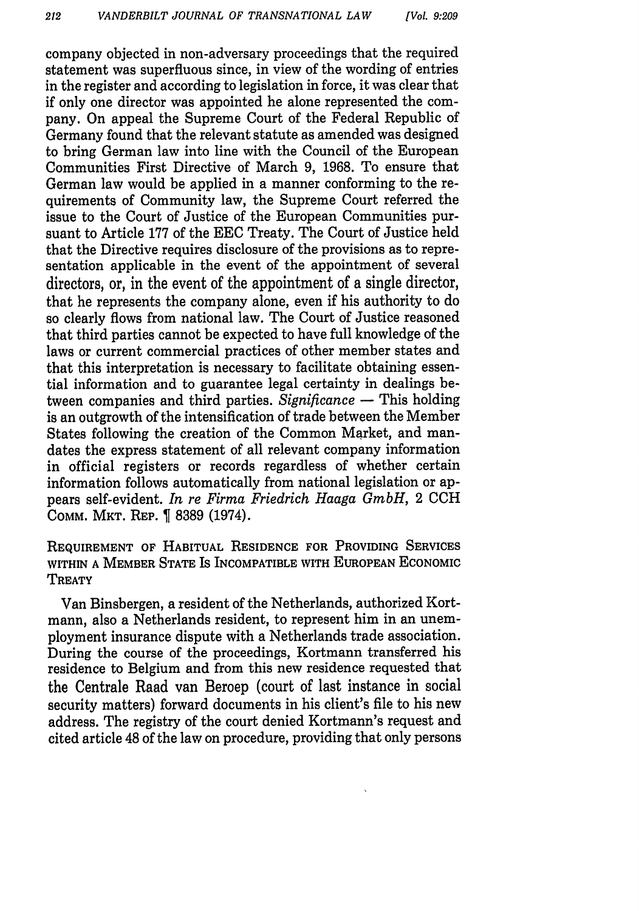company objected in non-adversary proceedings that the required statement was superfluous since, in view of the wording of entries in the register and according to legislation in force, it was clear that if only one director was appointed he alone represented the company. On appeal the Supreme Court of the Federal Republic of Germany found that the relevant statute as amended was designed to bring German law into line with the Council of the European Communities First Directive of March 9, 1968. To ensure that German law would be applied in a manner conforming to the requirements of Community law, the Supreme Court referred the issue to the Court of Justice of the European Communities pursuant to Article 177 of the EEC Treaty. The Court of Justice held that the Directive requires disclosure of the provisions as to representation applicable in the event of the appointment of several directors, or, in the event of the appointment of a single director, that he represents the company alone, even if his authority to do so clearly flows from national law. The Court of Justice reasoned that third parties cannot be expected to have full knowledge of the laws or current commercial practices of other member states and that this interpretation is necessary to facilitate obtaining essential information and to guarantee legal certainty in dealings between companies and third parties. *Significance* — This holding is an outgrowth of the intensification of trade between the Member States following the creation of the Common Market, and mandates the express statement of all relevant company information in official registers or records regardless of whether certain information follows automatically from national legislation or appears self-evident. *In re Firma Friedrich Haaga GmbH*, 2 CCH Comm. Mkt. Rep. ¶ 8389 (1974).

## Requirement of Habitual Residence for Providing Services within a Member State Is Incompatible with European Economic Treaty

Van Binsbergen, a resident of the Netherlands, authorized Kortmann, also a Netherlands resident, to represent him in an unemployment insurance dispute with a Netherlands trade association. During the course of the proceedings, Kortmann transferred his residence to Belgium and from this new residence requested that the Centrale Raad van Beroep (court of last instance in social security matters) forward documents in his client's file to his new address. The registry of the court denied Kortmann's request and cited article 48 of the law on procedure, providing that only persons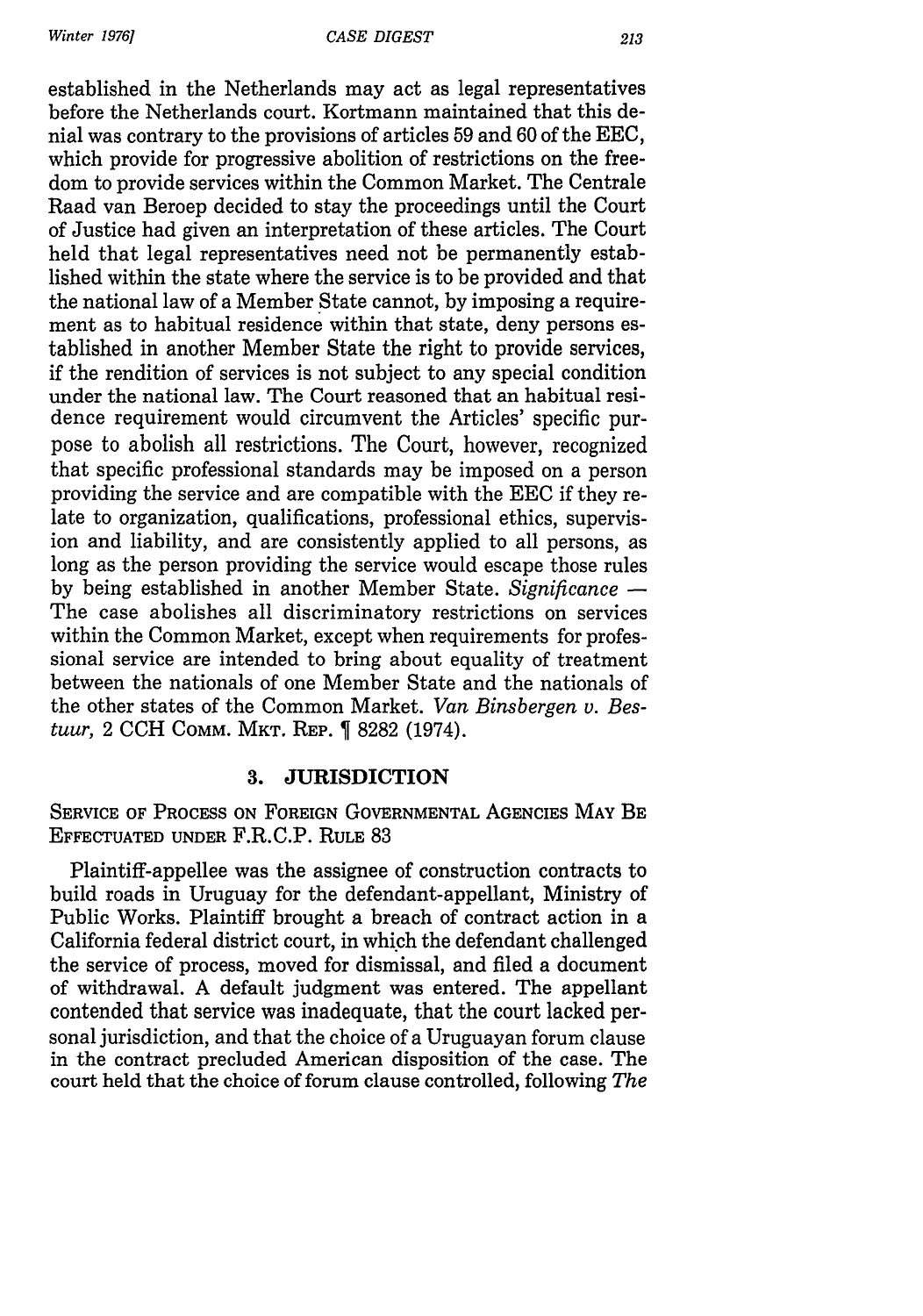established in the Netherlands may act as legal representatives before the Netherlands court. Kortmann maintained that this denial was contrary to the provisions of articles 59 and 60 of the EEC, which provide for progressive abolition of restrictions on the freedom to provide services within the Common Market. The Centrale Raad van Beroep decided to stay the proceedings until the Court of Justice had given an interpretation of these articles. The Court held that legal representatives need not be permanently established within the state where the service is to be provided and that the national law of a Member State cannot, by imposing a requirement as to habitual residence within that state, deny persons established in another Member State the right to provide services, if the rendition of services is not subject to any special condition under the national law. The Court reasoned that an habitual residence requirement would circumvent the Articles' specific purpose to abolish all restrictions. The Court, however, recognized that specific professional standards may be imposed on a person providing the service and are compatible with the EEC if they relate to organization, qualifications, professional ethics, supervision and liability, and are consistently applied to all persons, as long as the person providing the service would escape those rules by being established in another Member State. *Significance* — The case abolishes all discriminatory restrictions on services within the Common Market, except when requirements for professional service are intended to bring about equality of treatment between the nationals of one Member State and the nationals of the other states of the Common Market. *Van Binsbergen v. Bestuur,* 2 CCH COMM. MKT. REP. ¶ 8282 (1974).

## 3. JURISDICTION

SERVICE OF PROCESS ON FOREIGN GOVERNMENTAL AGENCIES MAY BE EFFECTUATED UNDER F.R.C.P. RULE 83

Plaintiff-appellee was the assignee of construction contracts to build roads in Uruguay for the defendant-appellant, Ministry of Public Works. Plaintiff brought a breach of contract action in a California federal district court, in which the defendant challenged the service of process, moved for dismissal, and filed a document of withdrawal. A default judgment was entered. The appellant contended that service was inadequate, that the court lacked personal jurisdiction, and that the choice of a Uruguayan forum clause in the contract precluded American disposition of the case. The court held that the choice of forum clause controlled, following *The*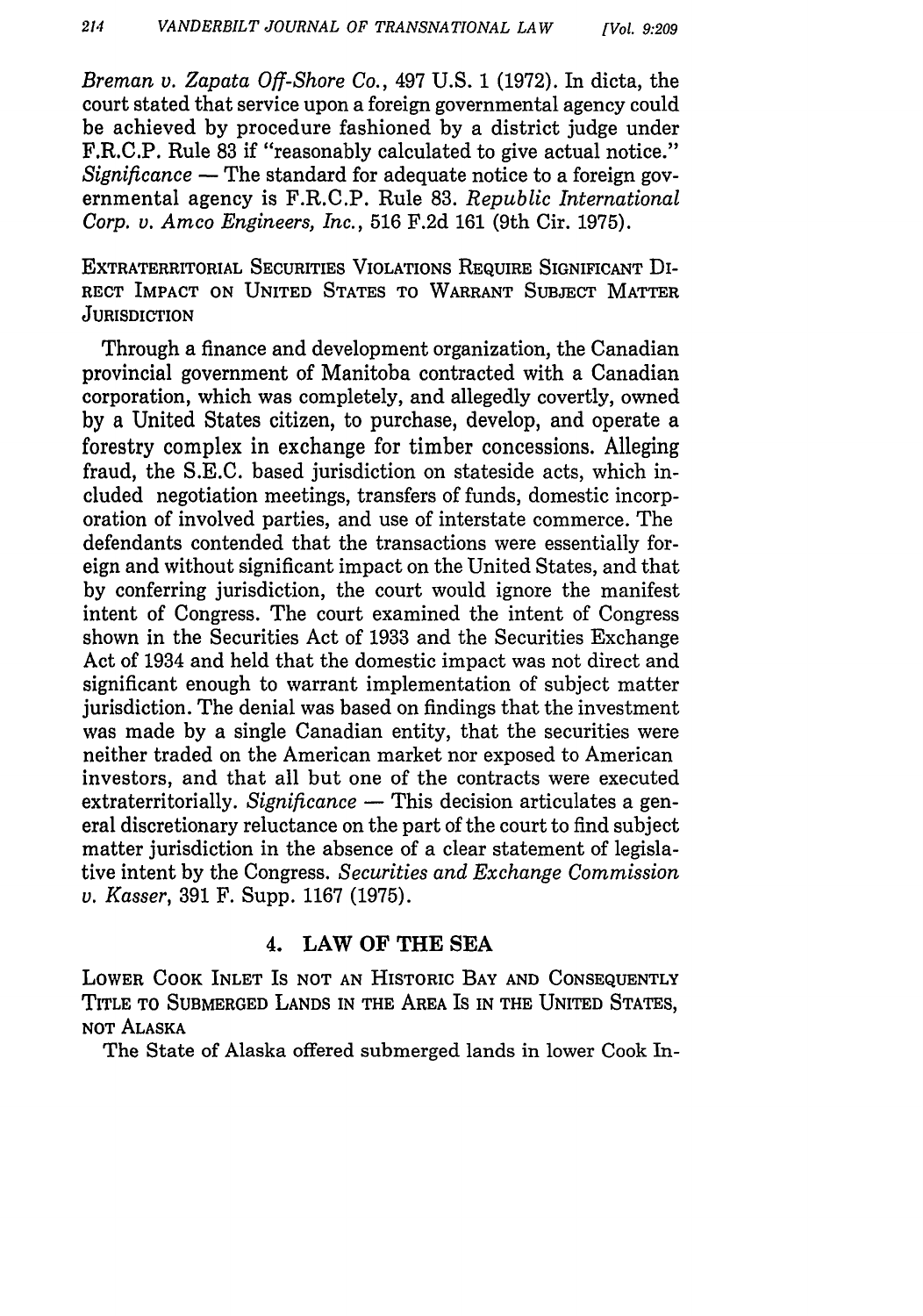*Breman v. Zapata Off-Shore Co.*, 497 U.S. 1 (1972). In dicta, the court stated that service upon a foreign governmental agency could be achieved by procedure fashioned by a district judge under F.R.C.P. Rule 83 if "reasonably calculated to give actual notice." *Significance* — The standard for adequate notice to a foreign governmental agency is F.R.C.P. Rule 83. *Republic International Corp. v. Amco Engineers, Inc.*, 516 F.2d 161 (9th Cir. 1975).

EXTRATERRITORIAL SECURITIES VIOLATIONS REQUIRE SIGNIFICANT DIRECT IMPACT ON UNITED STATES TO WARRANT SUBJECT MATTER JURISDICTION

Through a finance and development organization, the Canadian provincial government of Manitoba contracted with a Canadian corporation, which was completely, and allegedly covertly, owned by a United States citizen, to purchase, develop, and operate a forestry complex in exchange for timber concessions. Alleging fraud, the S.E.C. based jurisdiction on stateside acts, which included negotiation meetings, transfers of funds, domestic incorporation of involved parties, and use of interstate commerce. The defendants contended that the transactions were essentially foreign and without significant impact on the United States, and that by conferring jurisdiction, the court would ignore the manifest intent of Congress. The court examined the intent of Congress shown in the Securities Act of 1933 and the Securities Exchange Act of 1934 and held that the domestic impact was not direct and significant enough to warrant implementation of subject matter jurisdiction. The denial was based on findings that the investment was made by a single Canadian entity, that the securities were neither traded on the American market nor exposed to American investors, and that all but one of the contracts were executed extraterritorially. *Significance* — This decision articulates a general discretionary reluctance on the part of the court to find subject matter jurisdiction in the absence of a clear statement of legislative intent by the Congress. *Securities and Exchange Commission v. Kasser*, 391 F. Supp. 1167 (1975).

## 4. LAW OF THE SEA

LOWER COOK INLET IS NOT AN HISTORIC BAY AND CONSEQUENTLY TITLE TO SUBMERGED LANDS IN THE AREA IS IN THE UNITED STATES, NOT ALASKA

The State of Alaska offered submerged lands in lower Cook In-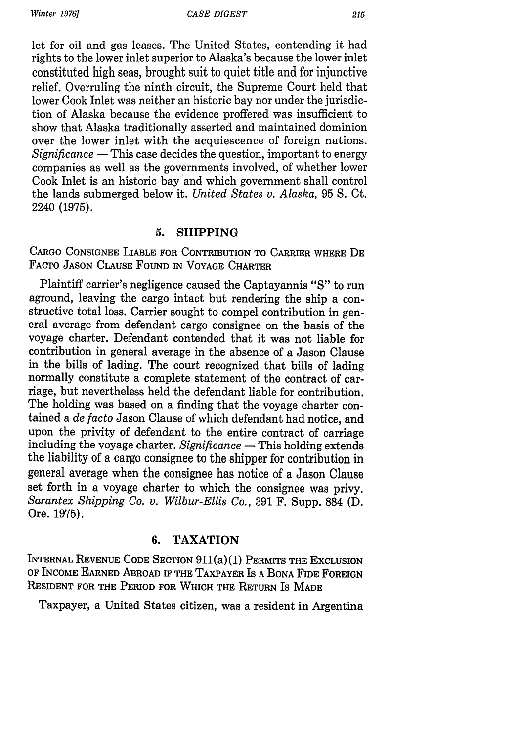let for oil and gas leases. The United States, contending it had rights to the lower inlet superior to Alaska's because the lower inlet constituted high seas, brought suit to quiet title and for injunctive relief. Overruling the ninth circuit, the Supreme Court held that lower Cook Inlet was neither an historic bay nor under the jurisdiction of Alaska because the evidence proffered was insufficient to show that Alaska traditionally asserted and maintained dominion over the lower inlet with the acquiescence of foreign nations. *Significance* — This case decides the question, important to energy companies as well as the governments involved, of whether lower Cook Inlet is an historic bay and which government shall control the lands submerged below it. *United States v. Alaska*, 95 S. Ct. 2240 (1975).

## 5. SHIPPING

### CARGO CONSIGNEE LIABLE FOR CONTRIBUTION TO CARRIER WHERE DE FACTO JASON CLAUSE FOUND IN VOYAGE CHARTER

Plaintiff carrier's negligence caused the Captayannis "S" to run aground, leaving the cargo intact but rendering the ship a constructive total loss. Carrier sought to compel contribution in general average from defendant cargo consignee on the basis of the voyage charter. Defendant contended that it was not liable for contribution in general average in the absence of a Jason Clause in the bills of lading. The court recognized that bills of lading normally constitute a complete statement of the contract of carriage, but nevertheless held the defendant liable for contribution. The holding was based on a finding that the voyage charter contained a *de facto* Jason Clause of which defendant had notice, and upon the privity of defendant to the entire contract of carriage including the voyage charter. *Significance* — This holding extends the liability of a cargo consignee to the shipper for contribution in general average when the consignee has notice of a Jason Clause set forth in a voyage charter to which the consignee was privy. *Sarantex Shipping Co. v. Wilbur-Ellis Co.*, 391 F. Supp. 884 (D. Ore. 1975).

## 6. TAXATION

### INTERNAL REVENUE CODE SECTION 911(a)(1) PERMITS THE EXCLUSION OF INCOME EARNED ABROAD IF THE TAXPAYER IS A BONA FIDE FOREIGN RESIDENT FOR THE PERIOD FOR WHICH THE RETURN IS MADE

Taxpayer, a United States citizen, was a resident in Argentina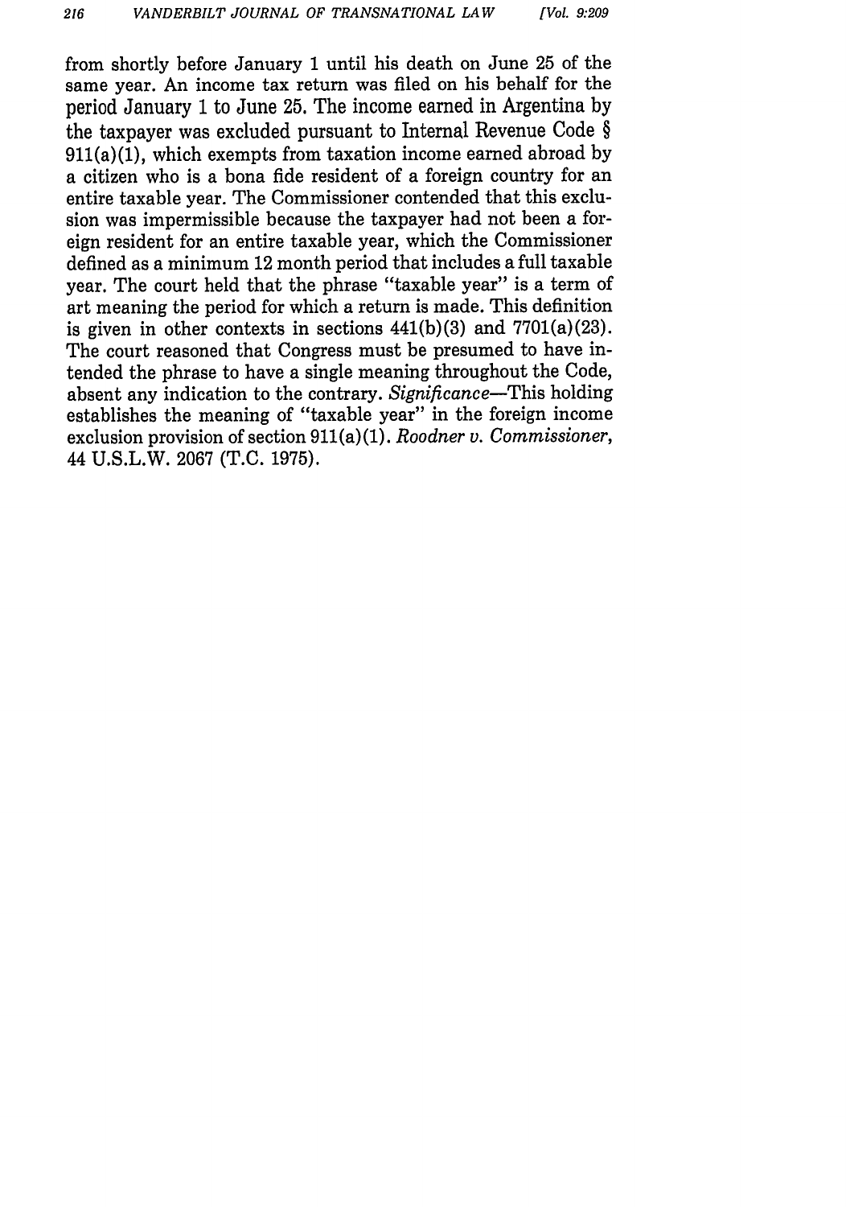from shortly before January 1 until his death on June 25 of the same year. An income tax return was filed on his behalf for the period January 1 to June 25. The income earned in Argentina by the taxpayer was excluded pursuant to Internal Revenue Code § 911(a)(1), which exempts from taxation income earned abroad by a citizen who is a bona fide resident of a foreign country for an entire taxable year. The Commissioner contended that this exclusion was impermissible because the taxpayer had not been a foreign resident for an entire taxable year, which the Commissioner defined as a minimum 12 month period that includes a full taxable year. The court held that the phrase "taxable year" is a term of art meaning the period for which a return is made. This definition is given in other contexts in sections 441(b)(3) and 7701(a)(23). The court reasoned that Congress must be presumed to have intended the phrase to have a single meaning throughout the Code, absent any indication to the contrary. *Significance*—This holding establishes the meaning of "taxable year" in the foreign income exclusion provision of section 911(a)(1). *Roodner v. Commissioner*, 44 U.S.L.W. 2067 (T.C. 1975).